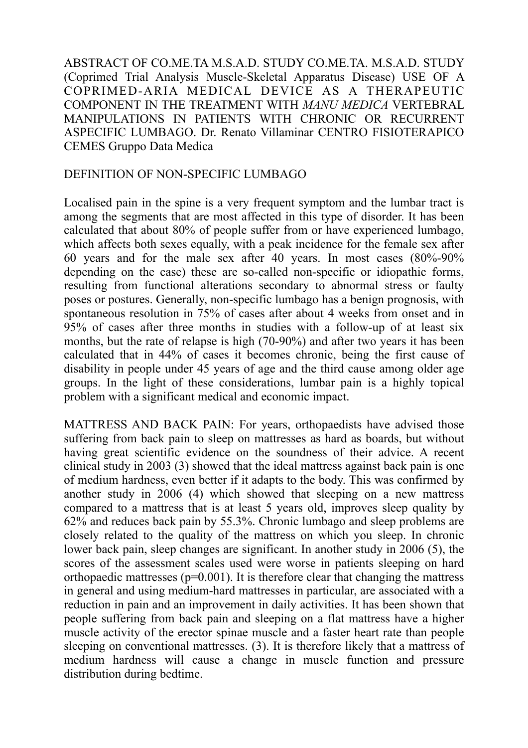ABSTRACT OF CO.ME.TA M.S.A.D. STUDY CO.ME.TA. M.S.A.D. STUDY (Coprimed Trial Analysis Muscle-Skeletal Apparatus Disease) USE OF A COPRIMED-ARIA MEDICAL DEVICE AS A THERAPEUTIC COMPONENT IN THE TREATMENT WITH *MANU MEDICA* VERTEBRAL MANIPULATIONS IN PATIENTS WITH CHRONIC OR RECURRENT ASPECIFIC LUMBAGO. Dr. Renato Villaminar CENTRO FISIOTERAPICO CEMES Gruppo Data Medica

## DEFINITION OF NON-SPECIFIC LUMBAGO

Localised pain in the spine is a very frequent symptom and the lumbar tract is among the segments that are most affected in this type of disorder. It has been calculated that about 80% of people suffer from or have experienced lumbago, which affects both sexes equally, with a peak incidence for the female sex after 60 years and for the male sex after 40 years. In most cases (80%-90% depending on the case) these are so-called non-specific or idiopathic forms, resulting from functional alterations secondary to abnormal stress or faulty poses or postures. Generally, non-specific lumbago has a benign prognosis, with spontaneous resolution in 75% of cases after about 4 weeks from onset and in 95% of cases after three months in studies with a follow-up of at least six months, but the rate of relapse is high (70-90%) and after two years it has been calculated that in 44% of cases it becomes chronic, being the first cause of disability in people under 45 years of age and the third cause among older age groups. In the light of these considerations, lumbar pain is a highly topical problem with a significant medical and economic impact.

MATTRESS AND BACK PAIN: For years, orthopaedists have advised those suffering from back pain to sleep on mattresses as hard as boards, but without having great scientific evidence on the soundness of their advice. A recent clinical study in 2003 (3) showed that the ideal mattress against back pain is one of medium hardness, even better if it adapts to the body. This was confirmed by another study in 2006 (4) which showed that sleeping on a new mattress compared to a mattress that is at least 5 years old, improves sleep quality by 62% and reduces back pain by 55.3%. Chronic lumbago and sleep problems are closely related to the quality of the mattress on which you sleep. In chronic lower back pain, sleep changes are significant. In another study in 2006 (5), the scores of the assessment scales used were worse in patients sleeping on hard orthopaedic mattresses ($p=0.001$). It is therefore clear that changing the mattress in general and using medium-hard mattresses in particular, are associated with a reduction in pain and an improvement in daily activities. It has been shown that people suffering from back pain and sleeping on a flat mattress have a higher muscle activity of the erector spinae muscle and a faster heart rate than people sleeping on conventional mattresses. (3). It is therefore likely that a mattress of medium hardness will cause a change in muscle function and pressure distribution during bedtime.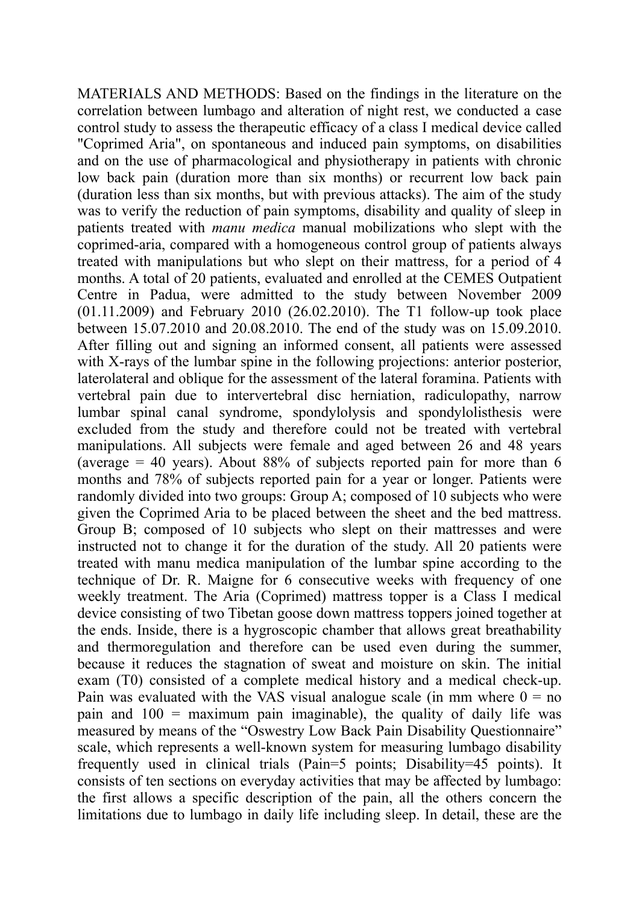MATERIALS AND METHODS: Based on the findings in the literature on the correlation between lumbago and alteration of night rest, we conducted a case control study to assess the therapeutic efficacy of a class I medical device called "Coprimed Aria", on spontaneous and induced pain symptoms, on disabilities and on the use of pharmacological and physiotherapy in patients with chronic low back pain (duration more than six months) or recurrent low back pain (duration less than six months, but with previous attacks). The aim of the study was to verify the reduction of pain symptoms, disability and quality of sleep in patients treated with *manu medica* manual mobilizations who slept with the coprimed-aria, compared with a homogeneous control group of patients always treated with manipulations but who slept on their mattress, for a period of 4 months. A total of 20 patients, evaluated and enrolled at the CEMES Outpatient Centre in Padua, were admitted to the study between November 2009 (01.11.2009) and February 2010 (26.02.2010). The T1 follow-up took place between 15.07.2010 and 20.08.2010. The end of the study was on 15.09.2010. After filling out and signing an informed consent, all patients were assessed with X-rays of the lumbar spine in the following projections: anterior posterior, laterolateral and oblique for the assessment of the lateral foramina. Patients with vertebral pain due to intervertebral disc herniation, radiculopathy, narrow lumbar spinal canal syndrome, spondylolysis and spondylolisthesis were excluded from the study and therefore could not be treated with vertebral manipulations. All subjects were female and aged between 26 and 48 years (average = 40 years). About 88% of subjects reported pain for more than 6 months and 78% of subjects reported pain for a year or longer. Patients were randomly divided into two groups: Group A; composed of 10 subjects who were given the Coprimed Aria to be placed between the sheet and the bed mattress. Group B; composed of 10 subjects who slept on their mattresses and were instructed not to change it for the duration of the study. All 20 patients were treated with manu medica manipulation of the lumbar spine according to the technique of Dr. R. Maigne for 6 consecutive weeks with frequency of one weekly treatment. The Aria (Coprimed) mattress topper is a Class I medical device consisting of two Tibetan goose down mattress toppers joined together at the ends. Inside, there is a hygroscopic chamber that allows great breathability and thermoregulation and therefore can be used even during the summer, because it reduces the stagnation of sweat and moisture on skin. The initial exam (T0) consisted of a complete medical history and a medical check-up. Pain was evaluated with the VAS visual analogue scale (in mm where 0 = no pain and 100 = maximum pain imaginable), the quality of daily life was measured by means of the "Oswestry Low Back Pain Disability Questionnaire" scale, which represents a well-known system for measuring lumbago disability frequently used in clinical trials (Pain=5 points; Disability=45 points). It consists of ten sections on everyday activities that may be affected by lumbago: the first allows a specific description of the pain, all the others concern the limitations due to lumbago in daily life including sleep. In detail, these are the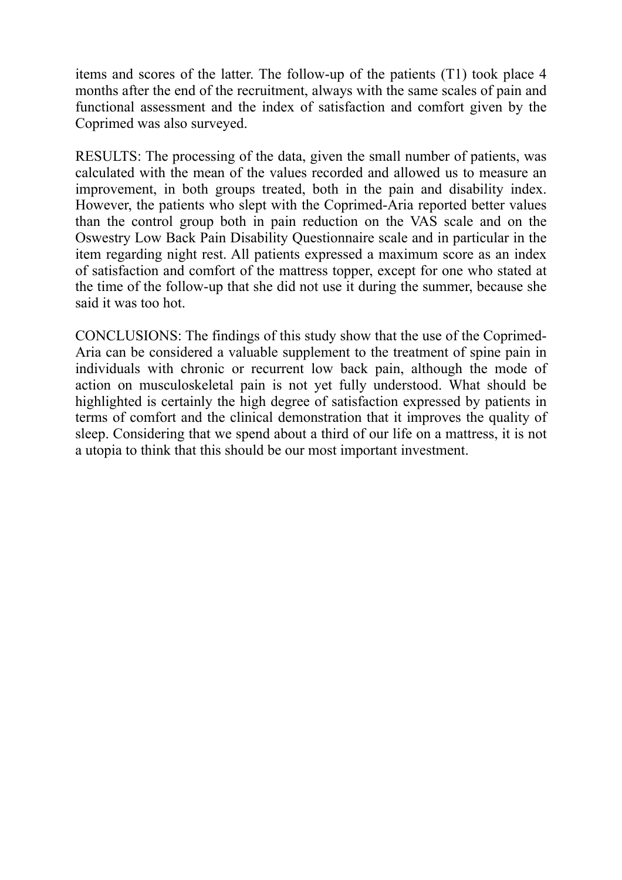items and scores of the latter. The follow-up of the patients (T1) took place 4 months after the end of the recruitment, always with the same scales of pain and functional assessment and the index of satisfaction and comfort given by the Coprimed was also surveyed.

RESULTS: The processing of the data, given the small number of patients, was calculated with the mean of the values recorded and allowed us to measure an improvement, in both groups treated, both in the pain and disability index. However, the patients who slept with the Coprimed-Aria reported better values than the control group both in pain reduction on the VAS scale and on the Oswestry Low Back Pain Disability Questionnaire scale and in particular in the item regarding night rest. All patients expressed a maximum score as an index of satisfaction and comfort of the mattress topper, except for one who stated at the time of the follow-up that she did not use it during the summer, because she said it was too hot.

CONCLUSIONS: The findings of this study show that the use of the Coprimed-Aria can be considered a valuable supplement to the treatment of spine pain in individuals with chronic or recurrent low back pain, although the mode of action on musculoskeletal pain is not yet fully understood. What should be highlighted is certainly the high degree of satisfaction expressed by patients in terms of comfort and the clinical demonstration that it improves the quality of sleep. Considering that we spend about a third of our life on a mattress, it is not a utopia to think that this should be our most important investment.